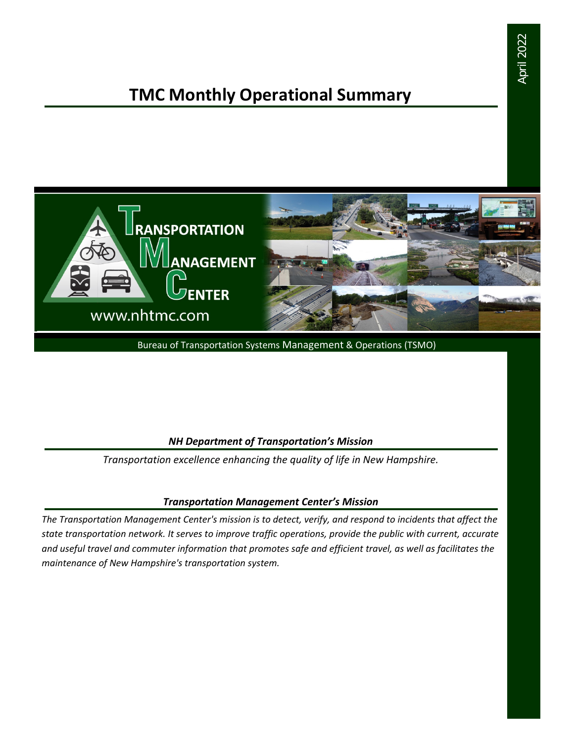April 2022

# TMC Monthly Operational Summary

TRANSPORTATION MANAGEMENT CENTER

www.nhtmc.com

Bureau of Transportation Systems Management & Operations (TSMO)

### *NH Department of Transportation's Mission*

*Transportation excellence enhancing the quality of life in New Hampshire.*

### *Transportation Management Center's Mission*

*The Transportation Management Center's mission is to detect, verify, and respond to incidents that affect the state transportation network. It serves to improve traffic operations, provide the public with current, accurate and useful travel and commuter information that promotes safe and efficient travel, as well as facilitates the maintenance of New Hampshire's transportation system.*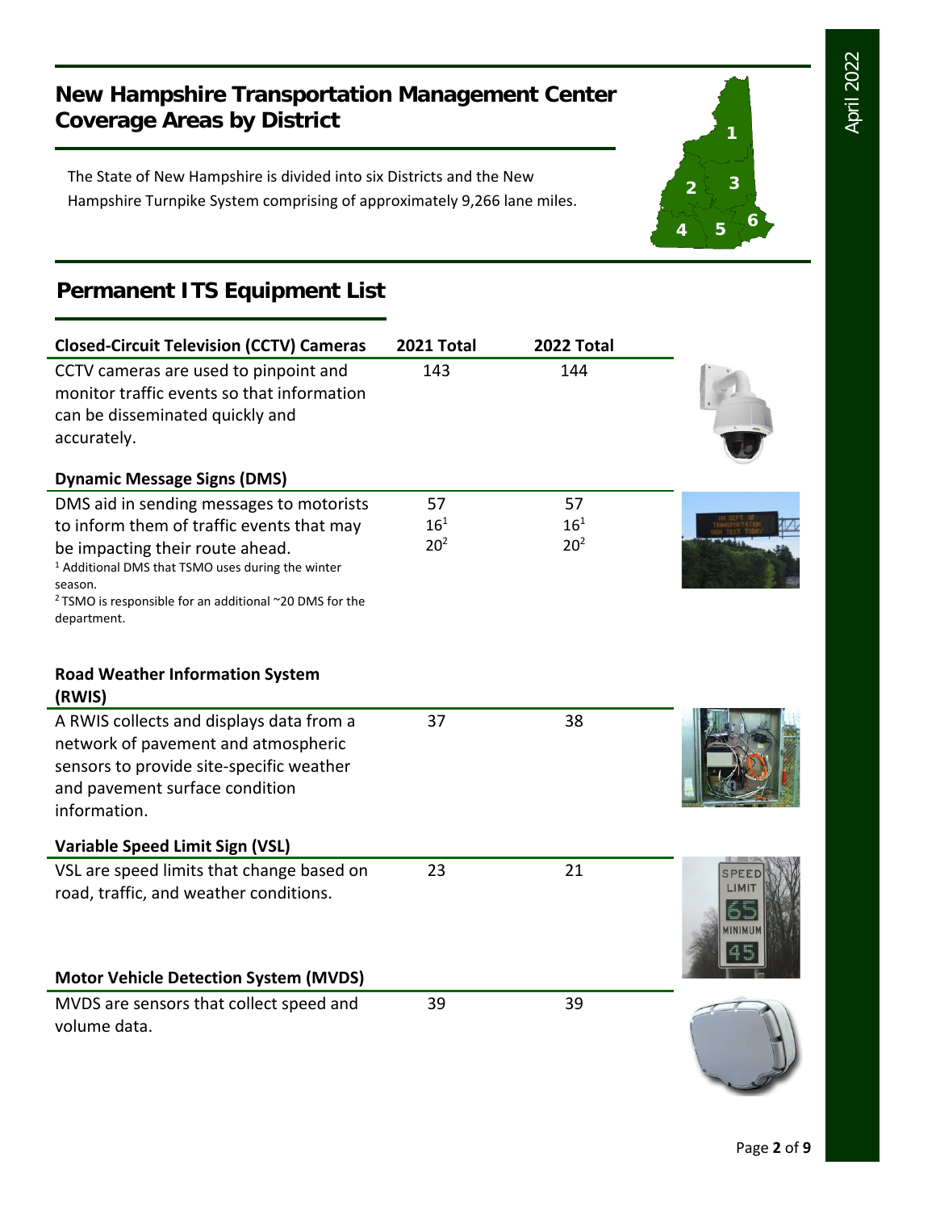# New Hampshire Transportation Management Center Coverage Areas by District

The State of New Hampshire is divided into six Districts and the New Hampshire Turnpike System comprising of approximately 9,266 lane miles.

## Permanent ITS Equipment List

| Closed-Circuit Television (CCTV) Cameras | 2021 Total | 2022 Total |
|---|---|---|
| CCTV cameras are used to pinpoint and monitor traffic events so that information can be disseminated quickly and accurately. | 143 | 144 |

| Dynamic Message Signs (DMS) | 2021 Total | 2022 Total |
|---|---|---|
| DMS aid in sending messages to motorists to inform them of traffic events that may be impacting their route ahead. | 57<br>16[1]<br>20[2] | 57<br>16[1]<br>20[2] |

[1] Additional DMS that TSMO uses during the winter season.
[2] TSMO is responsible for an additional ~20 DMS for the department.

| Road Weather Information System (RWIS) | 2021 Total | 2022 Total |
|---|---|---|
| A RWIS collects and displays data from a network of pavement and atmospheric sensors to provide site-specific weather and pavement surface condition information. | 37 | 38 |

| Variable Speed Limit Sign (VSL) | 2021 Total | 2022 Total |
|---|---|---|
| VSL are speed limits that change based on road, traffic, and weather conditions. | 23 | 21 |

| Motor Vehicle Detection System (MVDS) | 2021 Total | 2022 Total |
|---|---|---|
| MVDS are sensors that collect speed and volume data. | 39 | 39 |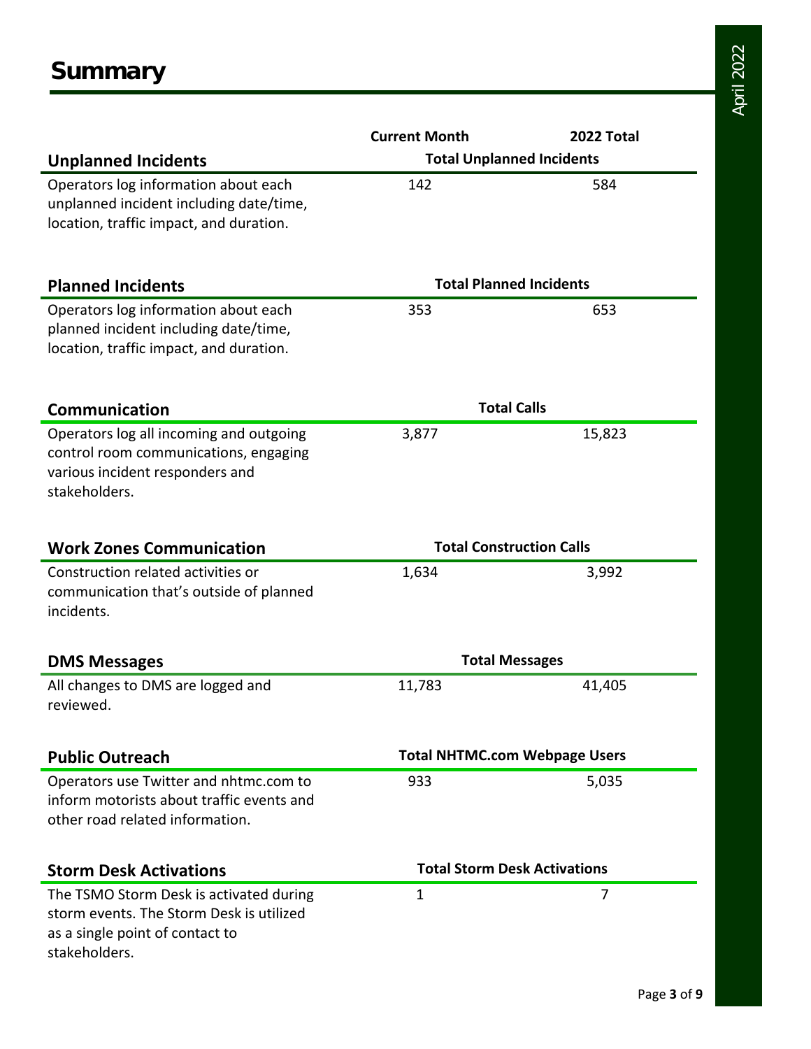# Summary

| | Current Month | 2022 Total |
|---|---|---|
| **Unplanned Incidents** | **Total Unplanned Incidents** | |
| Operators log information about each unplanned incident including date/time, location, traffic impact, and duration. | 142 | 584 |
| **Planned Incidents** | **Total Planned Incidents** | |
| Operators log information about each planned incident including date/time, location, traffic impact, and duration. | 353 | 653 |
| **Communication** | **Total Calls** | |
| Operators log all incoming and outgoing control room communications, engaging various incident responders and stakeholders. | 3,877 | 15,823 |
| **Work Zones Communication** | **Total Construction Calls** | |
| Construction related activities or communication that's outside of planned incidents. | 1,634 | 3,992 |
| **DMS Messages** | **Total Messages** | |
| All changes to DMS are logged and reviewed. | 11,783 | 41,405 |
| **Public Outreach** | **Total NHTMC.com Webpage Users** | |
| Operators use Twitter and nhtmc.com to inform motorists about traffic events and other road related information. | 933 | 5,035 |
| **Storm Desk Activations** | **Total Storm Desk Activations** | |
| The TSMO Storm Desk is activated during storm events. The Storm Desk is utilized as a single point of contact to stakeholders. | 1 | 7 |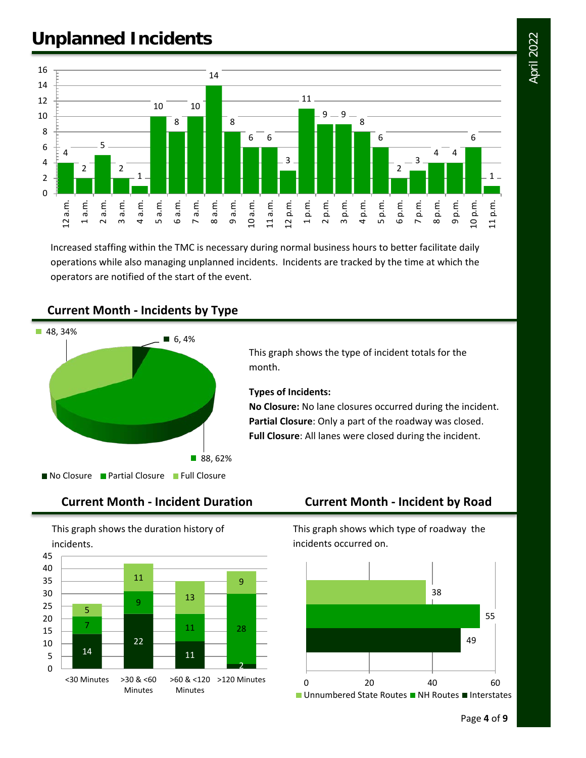# Unplanned Incidents

| Hour | 12 a.m. | 1 a.m. | 2 a.m. | 3 a.m. | 4 a.m. | 5 a.m. | 6 a.m. | 7 a.m. | 8 a.m. | 9 a.m. | 10 a.m. | 11 a.m. | 12 p.m. | 1 p.m. | 2 p.m. | 3 p.m. | 4 p.m. | 5 p.m. | 6 p.m. | 7 p.m. | 8 p.m. | 9 p.m. | 10 p.m. | 11 p.m. |
|---|---|---|---|---|---|---|---|---|---|---|---|---|---|---|---|---|---|---|---|---|---|---|---|---|
| Incidents | 4 | 2 | 5 | 2 | 1 | 10 | 8 | 10 | 14 | 8 | 6 | 6 | 3 | 11 | 9 | 9 | 8 | 6 | 2 | 3 | 4 | 4 | 6 | 1 |

Increased staffing within the TMC is necessary during normal business hours to better facilitate daily operations while also managing unplanned incidents. Incidents are tracked by the time at which the operators are notified of the start of the event.

## Current Month - Incidents by Type

| Type | Count | Percent |
|---|---|---|
| No Closure | 6 | 4% |
| Partial Closure | 88 | 62% |
| Full Closure | 48 | 34% |

This graph shows the type of incident totals for the month.

**Types of Incidents:**

**No Closure:** No lane closures occurred during the incident.

**Partial Closure**: Only a part of the roadway was closed.

**Full Closure**: All lanes were closed during the incident.

## Current Month - Incident Duration

This graph shows the duration history of incidents.

| Duration | No Closure | Partial Closure | Full Closure |
|---|---|---|---|
| <30 Minutes | 14 | 7 | 5 |
| >30 & <60 Minutes | 22 | 9 | 11 |
| >60 & <120 Minutes | 11 | 11 | 13 |
| >120 Minutes | 2 | 28 | 9 |

## Current Month - Incident by Road

This graph shows which type of roadway the incidents occurred on.

| Road Type | Incidents |
|---|---|
| Unnumbered State Routes | 38 |
| NH Routes | 55 |
| Interstates | 49 |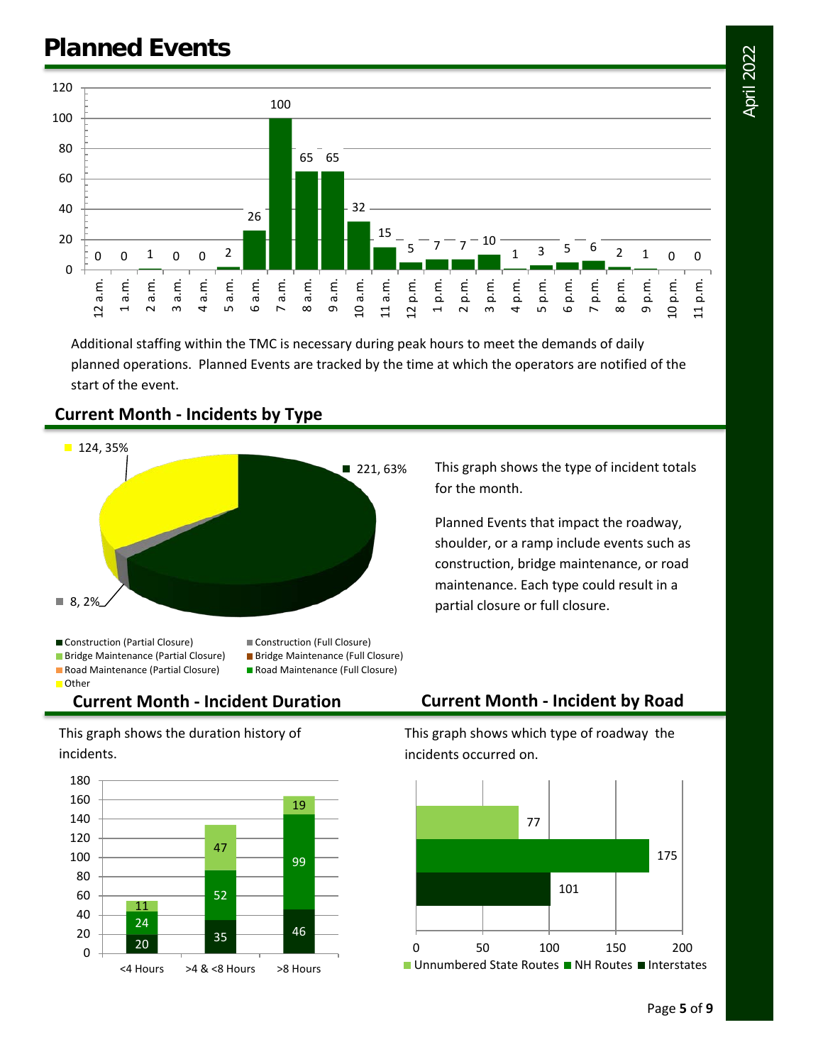# Planned Events

| Hour | Count |
|---|---|
| 12 a.m. | 0 |
| 1 a.m. | 0 |
| 2 a.m. | 1 |
| 3 a.m. | 0 |
| 4 a.m. | 0 |
| 5 a.m. | 2 |
| 6 a.m. | 26 |
| 7 a.m. | 100 |
| 8 a.m. | 65 |
| 9 a.m. | 65 |
| 10 a.m. | 32 |
| 11 a.m. | 15 |
| 12 p.m. | 5 |
| 1 p.m. | 7 |
| 2 p.m. | 7 |
| 3 p.m. | 10 |
| 4 p.m. | 1 |
| 5 p.m. | 3 |
| 6 p.m. | 5 |
| 7 p.m. | 6 |
| 8 p.m. | 2 |
| 9 p.m. | 1 |
| 10 p.m. | 0 |
| 11 p.m. | 0 |

Additional staffing within the TMC is necessary during peak hours to meet the demands of daily planned operations. Planned Events are tracked by the time at which the operators are notified of the start of the event.

## Current Month - Incidents by Type

| Type | Count | Percent |
|---|---|---|
| Construction (Partial Closure) | 221 | 63% |
| Construction (Full Closure) | 8 | 2% |
| Other | 124 | 35% |

Legend: Construction (Partial Closure), Construction (Full Closure), Bridge Maintenance (Partial Closure), Bridge Maintenance (Full Closure), Road Maintenance (Partial Closure), Road Maintenance (Full Closure), Other

This graph shows the type of incident totals for the month.

Planned Events that impact the roadway, shoulder, or a ramp include events such as construction, bridge maintenance, or road maintenance. Each type could result in a partial closure or full closure.

## Current Month - Incident Duration

This graph shows the duration history of incidents.

| Duration | Interstates | NH Routes | Unnumbered State Routes |
|---|---|---|---|
| <4 Hours | 20 | 24 | 11 |
| >4 & <8 Hours | 35 | 52 | 47 |
| >8 Hours | 46 | 99 | 19 |

## Current Month - Incident by Road

This graph shows which type of roadway the incidents occurred on.

| Road Type | Count |
|---|---|
| Unnumbered State Routes | 77 |
| NH Routes | 175 |
| Interstates | 101 |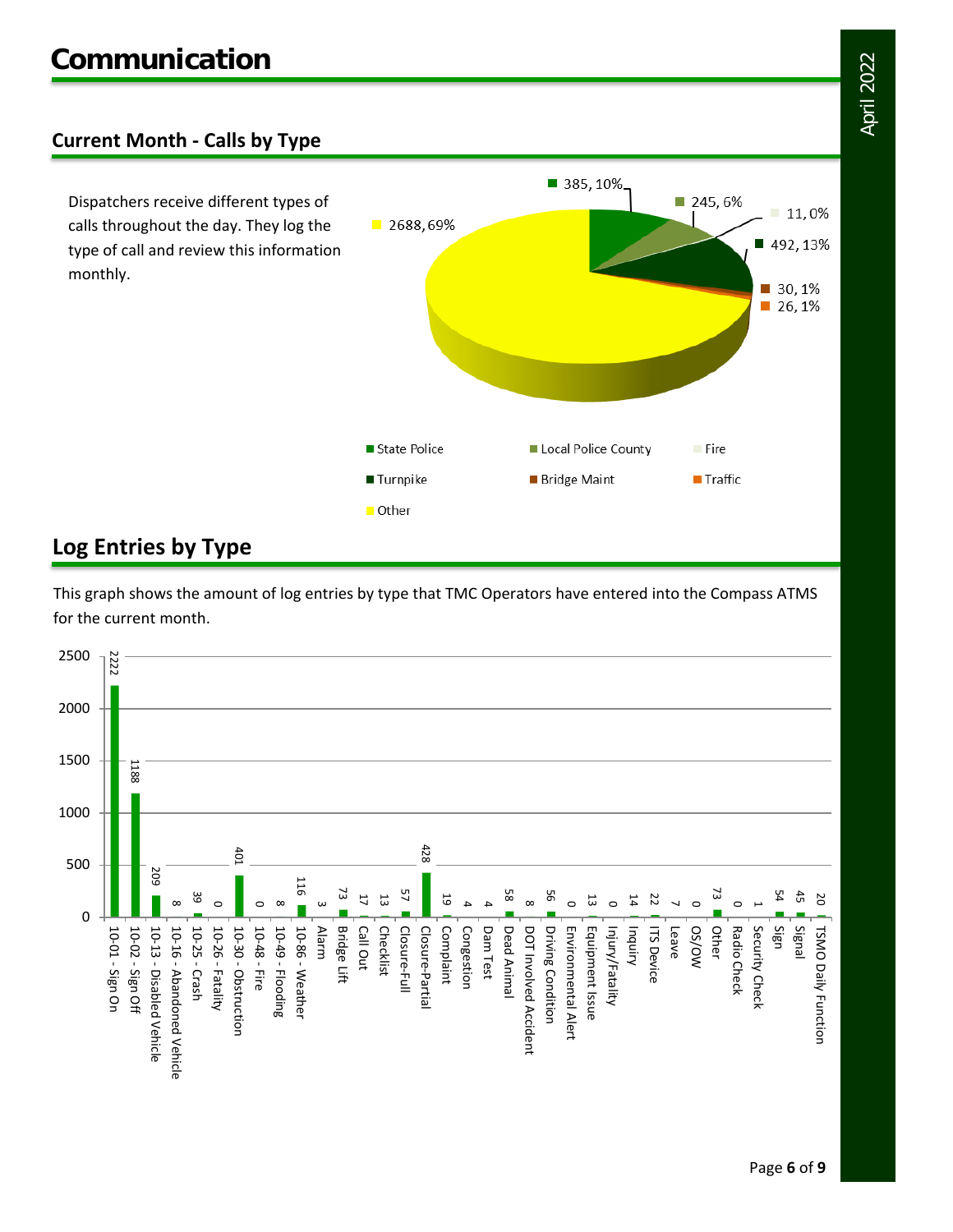# Communication

## Current Month - Calls by Type

Dispatchers receive different types of calls throughout the day. They log the type of call and review this information monthly.

| Type | Calls | Percent |
|---|---|---|
| State Police | 385 | 10% |
| Local Police County | 245 | 6% |
| Fire | 11 | 0% |
| Turnpike | 492 | 13% |
| Bridge Maint | 30 | 1% |
| Traffic | 26 | 1% |
| Other | 2688 | 69% |

## Log Entries by Type

This graph shows the amount of log entries by type that TMC Operators have entered into the Compass ATMS for the current month.

| Log Entry Type | Count |
|---|---|
| 10-01 - Sign On | 2222 |
| 10-02 - Sign Off | 1188 |
| 10-13 - Disabled Vehicle | 209 |
| 10-16 - Abandoned Vehicle | 8 |
| 10-25 - Crash | 39 |
| 10-26 - Fatality | 0 |
| 10-30 - Obstruction | 401 |
| 10-48 - Fire | 0 |
| 10-49 - Flooding | 8 |
| 10-86 - Weather | 116 |
| Alarm | 3 |
| Bridge Lift | 73 |
| Call Out | 17 |
| Checklist | 13 |
| Closure-Full | 57 |
| Closure-Partial | 428 |
| Complaint | 19 |
| Congestion | 4 |
| Dam Test | 4 |
| Dead Animal | 58 |
| DOT Involved Accident | 8 |
| Driving Condition | 56 |
| Environmental Alert | 0 |
| Equipment Issue | 13 |
| Injury/Fatality | 0 |
| Inquiry | 14 |
| ITS Device | 22 |
| Leave | 7 |
| OS/OW | 0 |
| Other | 73 |
| Radio Check | 0 |
| Security Check | 1 |
| Sign | 54 |
| Signal | 45 |
| TSMO Daily Function | 20 |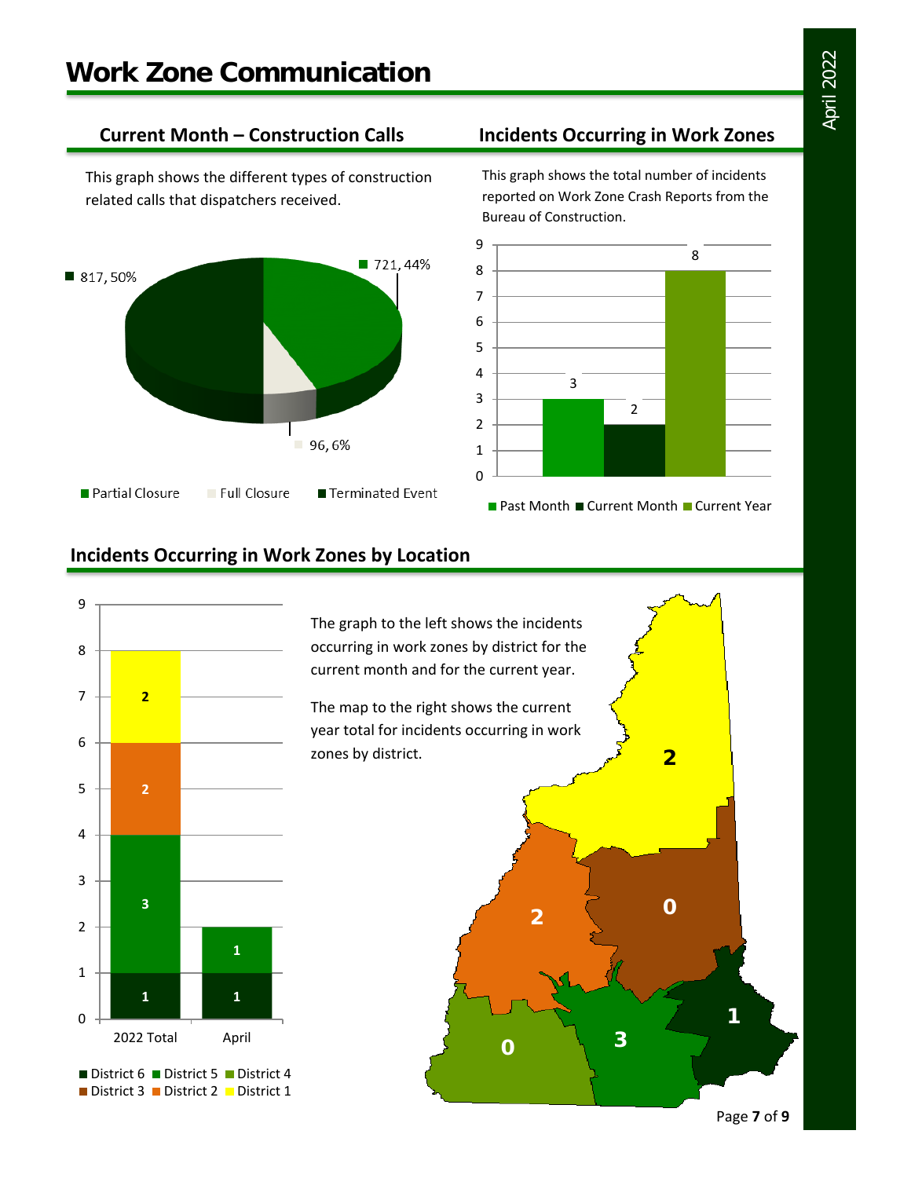# Work Zone Communication

## Current Month – Construction Calls

This graph shows the different types of construction related calls that dispatchers received.

| Call Type | Count | Percent |
|---|---|---|
| Partial Closure | 721 | 44% |
| Full Closure | 96 | 6% |
| Terminated Event | 817 | 50% |

## Incidents Occurring in Work Zones

This graph shows the total number of incidents reported on Work Zone Crash Reports from the Bureau of Construction.

| Period | Incidents |
|---|---|
| Past Month | 3 |
| Current Month | 2 |
| Current Year | 8 |

## Incidents Occurring in Work Zones by Location

| District | 2022 Total | April |
|---|---|---|
| District 6 | 1 | 1 |
| District 5 | 3 | 1 |
| District 4 | | |
| District 3 | | |
| District 2 | 2 | |
| District 1 | 2 | |

The graph to the left shows the incidents occurring in work zones by district for the current month and for the current year.

The map to the right shows the current year total for incidents occurring in work zones by district.

| District | Current Year Total |
|---|---|
| District 1 | 2 |
| District 2 | 2 |
| District 3 | 0 |
| District 4 | 0 |
| District 5 | 3 |
| District 6 | 1 |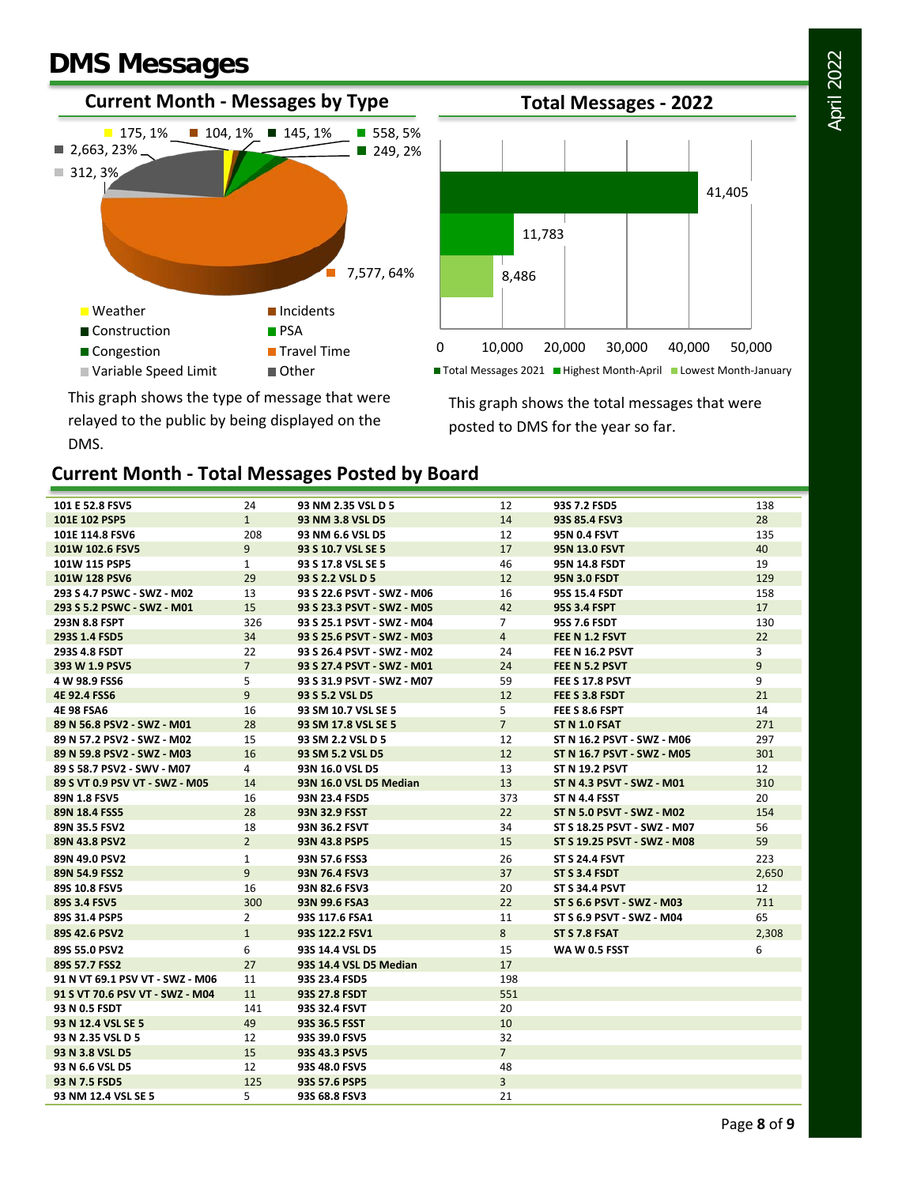# DMS Messages

## Current Month - Messages by Type

175, 1% | 104, 1% | 145, 1% | 558, 5% | 249, 2% | 2,663, 23% | 312, 3% | 7,577, 64%

- Weather
- Incidents
- Construction
- PSA
- Congestion
- Travel Time
- Variable Speed Limit
- Other

This graph shows the type of message that were relayed to the public by being displayed on the DMS.

## Total Messages - 2022

| | Messages |
|---|---|
| Total Messages 2021 | 41,405 |
| Highest Month-April | 11,783 |
| Lowest Month-January | 8,486 |

This graph shows the total messages that were posted to DMS for the year so far.

## Current Month - Total Messages Posted by Board

| Board | Messages | Board | Messages | Board | Messages |
|---|---|---|---|---|---|
| 101 E 52.8 FSV5 | 24 | 93 NM 2.35 VSL D 5 | 12 | 93S 7.2 FSD5 | 138 |
| 101E 102 PSP5 | 1 | 93 NM 3.8 VSL D5 | 14 | 93S 85.4 FSV3 | 28 |
| 101E 114.8 FSV6 | 208 | 93 NM 6.6 VSL D5 | 12 | 95N 0.4 FSVT | 135 |
| 101W 102.6 FSV5 | 9 | 93 S 10.7 VSL SE 5 | 17 | 95N 13.0 FSVT | 40 |
| 101W 115 PSP5 | 1 | 93 S 17.8 VSL SE 5 | 46 | 95N 14.8 FSDT | 19 |
| 101W 128 PSV6 | 29 | 93 S 2.2 VSL D 5 | 12 | 95N 3.0 FSDT | 129 |
| 293 S 4.7 PSWC - SWZ - M02 | 13 | 93 S 22.6 PSVT - SWZ - M06 | 16 | 95S 15.4 FSDT | 158 |
| 293 S 5.2 PSWC - SWZ - M01 | 15 | 93 S 23.3 PSVT - SWZ - M05 | 42 | 95S 3.4 FSPT | 17 |
| 293N 8.8 FSPT | 326 | 93 S 25.1 PSVT - SWZ - M04 | 7 | 95S 7.6 FSDT | 130 |
| 293S 1.4 FSD5 | 34 | 93 S 25.6 PSVT - SWZ - M03 | 4 | FEE N 1.2 FSVT | 22 |
| 293S 4.8 FSDT | 22 | 93 S 26.4 PSVT - SWZ - M02 | 24 | FEE N 16.2 PSVT | 3 |
| 393 W 1.9 PSV5 | 7 | 93 S 27.4 PSVT - SWZ - M01 | 24 | FEE N 5.2 PSVT | 9 |
| 4 W 98.9 FSS6 | 5 | 93 S 31.9 PSVT - SWZ - M07 | 59 | FEE S 17.8 PSVT | 9 |
| 4E 92.4 FSS6 | 9 | 93 S 5.2 VSL D5 | 12 | FEE S 3.8 FSDT | 21 |
| 4E 98 FSA6 | 16 | 93 SM 10.7 VSL SE 5 | 5 | FEE S 8.6 FSPT | 14 |
| 89 N 56.8 PSV2 - SWZ - M01 | 28 | 93 SM 17.8 VSL SE 5 | 7 | ST N 1.0 FSAT | 271 |
| 89 N 57.2 PSV2 - SWZ - M02 | 15 | 93 SM 2.2 VSL D 5 | 12 | ST N 16.2 PSVT - SWZ - M06 | 297 |
| 89 N 59.8 PSV2 - SWZ - M03 | 16 | 93 SM 5.2 VSL D5 | 12 | ST N 16.7 PSVT - SWZ - M05 | 301 |
| 89 S 58.7 PSV2 - SWV - M07 | 4 | 93N 16.0 VSL D5 | 13 | ST N 19.2 PSVT | 12 |
| 89 S VT 0.9 PSV VT - SWZ - M05 | 14 | 93N 16.0 VSL D5 Median | 13 | ST N 4.3 PSVT - SWZ - M01 | 310 |
| 89N 1.8 FSV5 | 16 | 93N 23.4 FSD5 | 373 | ST N 4.4 FSST | 20 |
| 89N 18.4 FSS5 | 28 | 93N 32.9 FSST | 22 | ST N 5.0 PSVT - SWZ - M02 | 154 |
| 89N 35.5 FSV2 | 18 | 93N 36.2 FSVT | 34 | ST S 18.25 PSVT - SWZ - M07 | 56 |
| 89N 43.8 PSV2 | 2 | 93N 43.8 PSP5 | 15 | ST S 19.25 PSVT - SWZ - M08 | 59 |
| 89N 49.0 PSV2 | 1 | 93N 57.6 FSS3 | 26 | ST S 24.4 FSVT | 223 |
| 89N 54.9 FSS2 | 9 | 93N 76.4 FSV3 | 37 | ST S 3.4 FSDT | 2,650 |
| 89S 10.8 FSV5 | 16 | 93N 82.6 FSV3 | 20 | ST S 34.4 PSVT | 12 |
| 89S 3.4 FSV5 | 300 | 93N 99.6 FSA3 | 22 | ST S 6.6 PSVT - SWZ - M03 | 711 |
| 89S 31.4 PSP5 | 2 | 93S 117.6 FSA1 | 11 | ST S 6.9 PSVT - SWZ - M04 | 65 |
| 89S 42.6 PSV2 | 1 | 93S 122.2 FSV1 | 8 | ST S 7.8 FSAT | 2,308 |
| 89S 55.0 PSV2 | 6 | 93S 14.4 VSL D5 | 15 | WA W 0.5 FSST | 6 |
| 89S 57.7 FSS2 | 27 | 93S 14.4 VSL D5 Median | 17 | | |
| 91 N VT 69.1 PSV VT - SWZ - M06 | 11 | 93S 23.4 FSD5 | 198 | | |
| 91 S VT 70.6 PSV VT - SWZ - M04 | 11 | 93S 27.8 FSDT | 551 | | |
| 93 N 0.5 FSDT | 141 | 93S 32.4 FSVT | 20 | | |
| 93 N 12.4 VSL SE 5 | 49 | 93S 36.5 FSST | 10 | | |
| 93 N 2.35 VSL D 5 | 12 | 93S 39.0 FSV5 | 32 | | |
| 93 N 3.8 VSL D5 | 15 | 93S 43.3 PSV5 | 7 | | |
| 93 N 6.6 VSL D5 | 12 | 93S 48.0 FSV5 | 48 | | |
| 93 N 7.5 FSD5 | 125 | 93S 57.6 PSP5 | 3 | | |
| 93 NM 12.4 VSL SE 5 | 5 | 93S 68.8 FSV3 | 21 | | |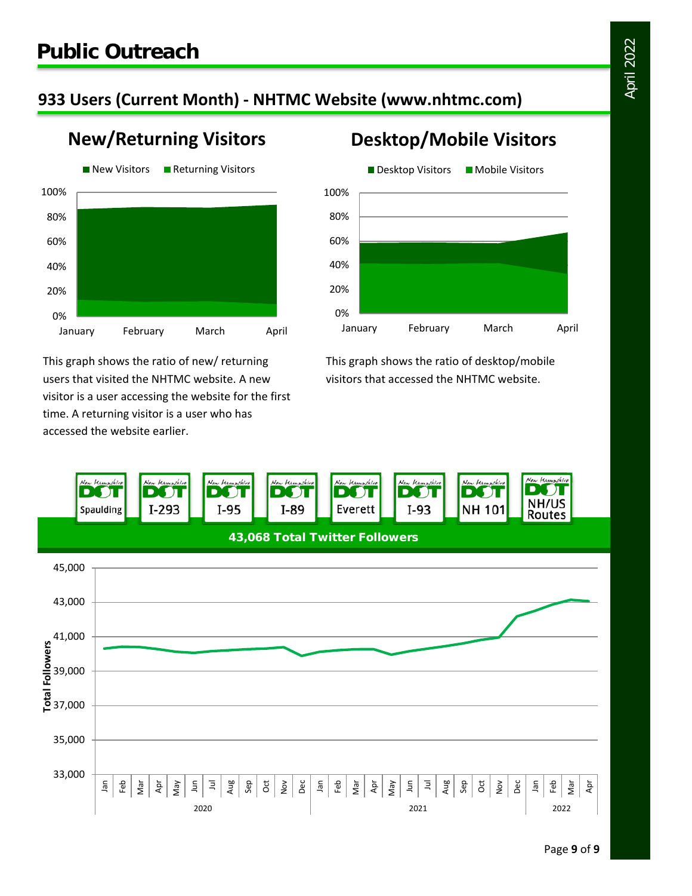# Public Outreach

## 933 Users (Current Month) - NHTMC Website (www.nhtmc.com)

### New/Returning Visitors

New Visitors
Returning Visitors

100%
80%
60%
40%
20%
0%

January February March April

This graph shows the ratio of new/ returning users that visited the NHTMC website. A new visitor is a user accessing the website for the first time. A returning visitor is a user who has accessed the website earlier.

### Desktop/Mobile Visitors

Desktop Visitors
Mobile Visitors

100%
80%
60%
40%
20%
0%

January February March April

This graph shows the ratio of desktop/mobile visitors that accessed the NHTMC website.

New Hampshire DOT Spaulding
New Hampshire DOT I-293
New Hampshire DOT I-95
New Hampshire DOT I-89
New Hampshire DOT Everett
New Hampshire DOT I-93
New Hampshire DOT NH 101
New Hampshire DOT NH/US Routes

**43,068 Total Twitter Followers**

Total Followers

45,000
43,000
41,000
39,000
37,000
35,000
33,000

Jan Feb Mar Apr May Jun Jul Aug Sep Oct Nov Dec
2020

Jan Feb Mar Apr May Jun Jul Aug Sep Oct Nov Dec
2021

Jan Feb Mar Apr
2022